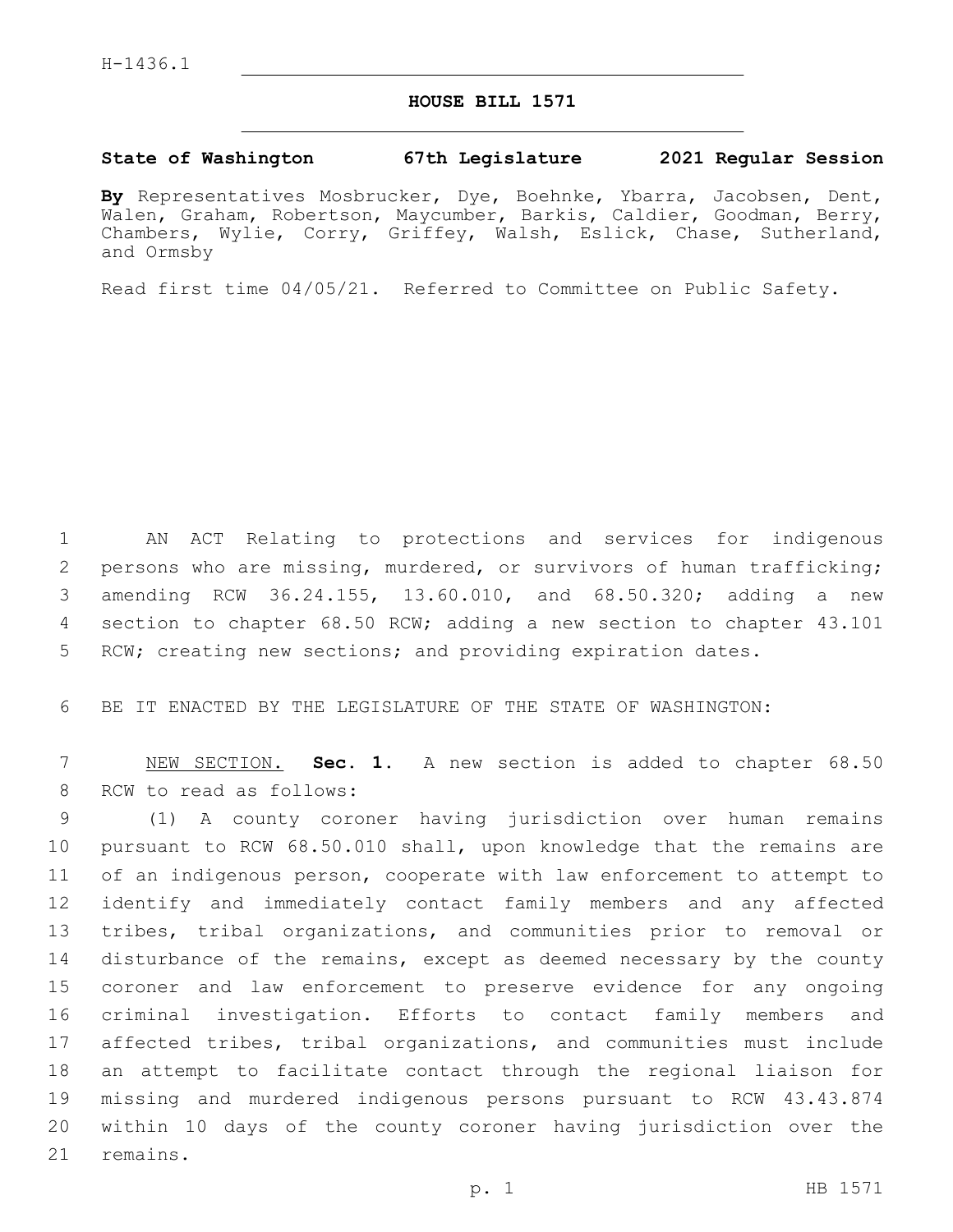H-1436.1

# HOUSE BILL 1571

**State of Washington 67th Legislature 2021 Regular Session**

**By** Representatives Mosbrucker, Dye, Boehnke, Ybarra, Jacobsen, Dent, Walen, Graham, Robertson, Maycumber, Barkis, Caldier, Goodman, Berry, Chambers, Wylie, Corry, Griffey, Walsh, Eslick, Chase, Sutherland, and Ormsby

Read first time 04/05/21. Referred to Committee on Public Safety.

AN ACT Relating to protections and services for indigenous persons who are missing, murdered, or survivors of human trafficking; amending RCW 36.24.155, 13.60.010, and 68.50.320; adding a new section to chapter 68.50 RCW; adding a new section to chapter 43.101 RCW; creating new sections; and providing expiration dates.

BE IT ENACTED BY THE LEGISLATURE OF THE STATE OF WASHINGTON:

NEW SECTION. **Sec. 1.** A new section is added to chapter 68.50 RCW to read as follows:

(1) A county coroner having jurisdiction over human remains pursuant to RCW 68.50.010 shall, upon knowledge that the remains are of an indigenous person, cooperate with law enforcement to attempt to identify and immediately contact family members and any affected tribes, tribal organizations, and communities prior to removal or disturbance of the remains, except as deemed necessary by the county coroner and law enforcement to preserve evidence for any ongoing criminal investigation. Efforts to contact family members and affected tribes, tribal organizations, and communities must include an attempt to facilitate contact through the regional liaison for missing and murdered indigenous persons pursuant to RCW 43.43.874 within 10 days of the county coroner having jurisdiction over the remains.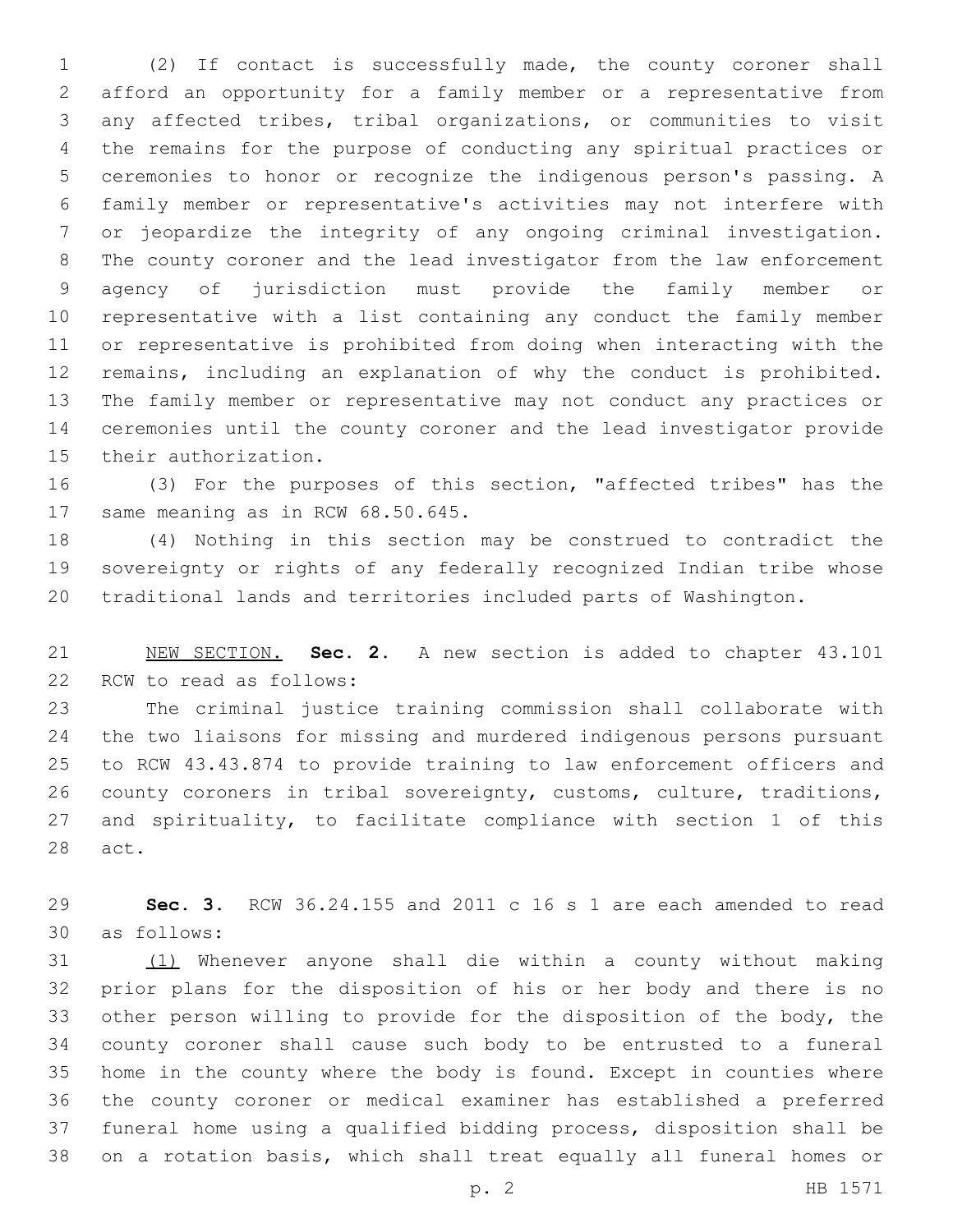(2) If contact is successfully made, the county coroner shall afford an opportunity for a family member or a representative from any affected tribes, tribal organizations, or communities to visit the remains for the purpose of conducting any spiritual practices or ceremonies to honor or recognize the indigenous person's passing. A family member or representative's activities may not interfere with or jeopardize the integrity of any ongoing criminal investigation. The county coroner and the lead investigator from the law enforcement agency of jurisdiction must provide the family member or representative with a list containing any conduct the family member or representative is prohibited from doing when interacting with the remains, including an explanation of why the conduct is prohibited. The family member or representative may not conduct any practices or ceremonies until the county coroner and the lead investigator provide their authorization.

(3) For the purposes of this section, "affected tribes" has the same meaning as in RCW 68.50.645.

(4) Nothing in this section may be construed to contradict the sovereignty or rights of any federally recognized Indian tribe whose traditional lands and territories included parts of Washington.

NEW SECTION. **Sec. 2.** A new section is added to chapter 43.101 RCW to read as follows:

The criminal justice training commission shall collaborate with the two liaisons for missing and murdered indigenous persons pursuant to RCW 43.43.874 to provide training to law enforcement officers and county coroners in tribal sovereignty, customs, culture, traditions, and spirituality, to facilitate compliance with section 1 of this act.

**Sec. 3.** RCW 36.24.155 and 2011 c 16 s 1 are each amended to read as follows:

(1) Whenever anyone shall die within a county without making prior plans for the disposition of his or her body and there is no other person willing to provide for the disposition of the body, the county coroner shall cause such body to be entrusted to a funeral home in the county where the body is found. Except in counties where the county coroner or medical examiner has established a preferred funeral home using a qualified bidding process, disposition shall be on a rotation basis, which shall treat equally all funeral homes or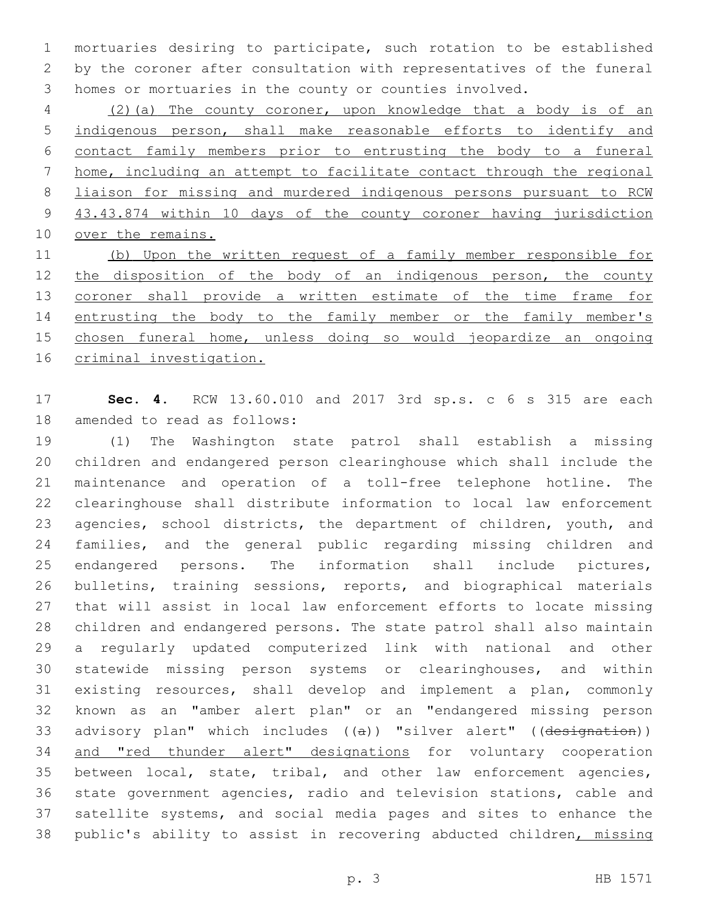mortuaries desiring to participate, such rotation to be established by the coroner after consultation with representatives of the funeral homes or mortuaries in the county or counties involved.

<u>(2)(a) The county coroner, upon knowledge that a body is of an indigenous person, shall make reasonable efforts to identify and contact family members prior to entrusting the body to a funeral home, including an attempt to facilitate contact through the regional liaison for missing and murdered indigenous persons pursuant to RCW 43.43.874 within 10 days of the county coroner having jurisdiction over the remains.</u>

<u>(b) Upon the written request of a family member responsible for the disposition of the body of an indigenous person, the county coroner shall provide a written estimate of the time frame for entrusting the body to the family member or the family member's chosen funeral home, unless doing so would jeopardize an ongoing criminal investigation.</u>

**Sec. 4.** RCW 13.60.010 and 2017 3rd sp.s. c 6 s 315 are each amended to read as follows:

(1) The Washington state patrol shall establish a missing children and endangered person clearinghouse which shall include the maintenance and operation of a toll-free telephone hotline. The clearinghouse shall distribute information to local law enforcement agencies, school districts, the department of children, youth, and families, and the general public regarding missing children and endangered persons. The information shall include pictures, bulletins, training sessions, reports, and biographical materials that will assist in local law enforcement efforts to locate missing children and endangered persons. The state patrol shall also maintain a regularly updated computerized link with national and other statewide missing person systems or clearinghouses, and within existing resources, shall develop and implement a plan, commonly known as an "amber alert plan" or an "endangered missing person advisory plan" which includes ((~~a~~)) "silver alert" ((~~designation~~)) <u>and "red thunder alert" designations</u> for voluntary cooperation between local, state, tribal, and other law enforcement agencies, state government agencies, radio and television stations, cable and satellite systems, and social media pages and sites to enhance the public's ability to assist in recovering abducted children<u>, missing</u>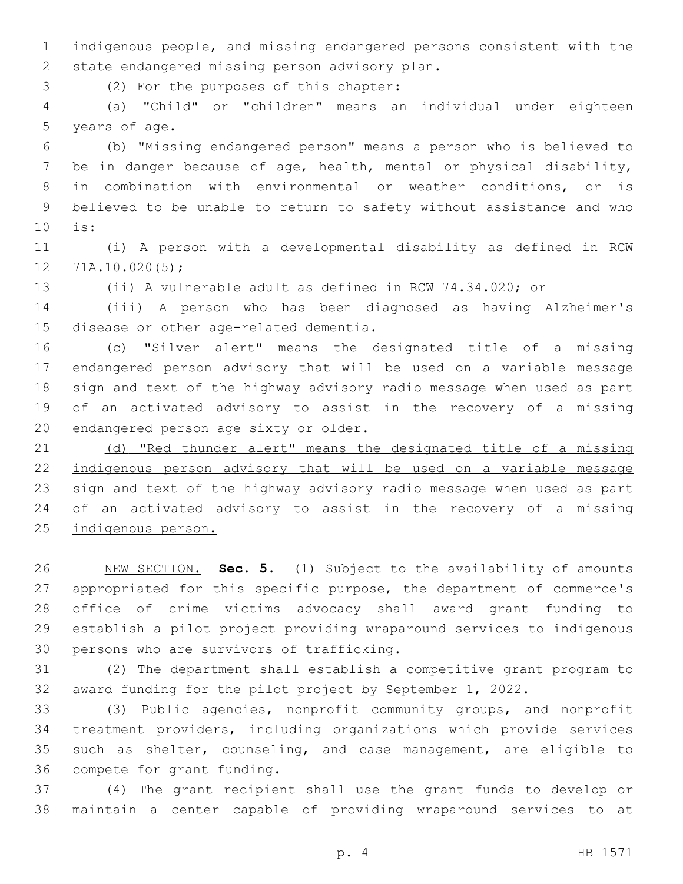indigenous people, and missing endangered persons consistent with the state endangered missing person advisory plan.

(2) For the purposes of this chapter:

(a) "Child" or "children" means an individual under eighteen years of age.

(b) "Missing endangered person" means a person who is believed to be in danger because of age, health, mental or physical disability, in combination with environmental or weather conditions, or is believed to be unable to return to safety without assistance and who is:

(i) A person with a developmental disability as defined in RCW 71A.10.020(5);

(ii) A vulnerable adult as defined in RCW 74.34.020; or

(iii) A person who has been diagnosed as having Alzheimer's disease or other age-related dementia.

(c) "Silver alert" means the designated title of a missing endangered person advisory that will be used on a variable message sign and text of the highway advisory radio message when used as part of an activated advisory to assist in the recovery of a missing endangered person age sixty or older.

(d) "Red thunder alert" means the designated title of a missing indigenous person advisory that will be used on a variable message sign and text of the highway advisory radio message when used as part of an activated advisory to assist in the recovery of a missing indigenous person.

NEW SECTION. **Sec. 5.** (1) Subject to the availability of amounts appropriated for this specific purpose, the department of commerce's office of crime victims advocacy shall award grant funding to establish a pilot project providing wraparound services to indigenous persons who are survivors of trafficking.

(2) The department shall establish a competitive grant program to award funding for the pilot project by September 1, 2022.

(3) Public agencies, nonprofit community groups, and nonprofit treatment providers, including organizations which provide services such as shelter, counseling, and case management, are eligible to compete for grant funding.

(4) The grant recipient shall use the grant funds to develop or maintain a center capable of providing wraparound services to at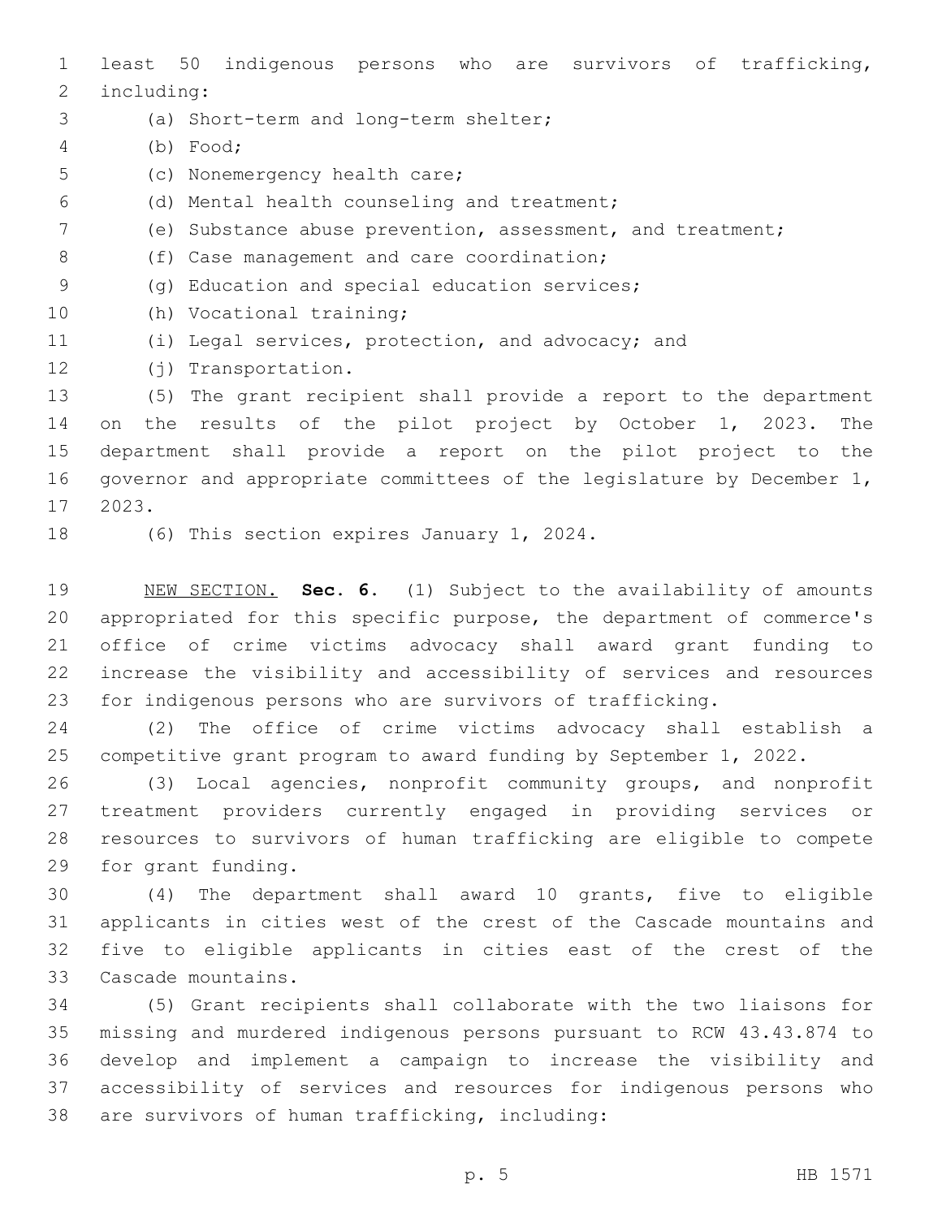least 50 indigenous persons who are survivors of trafficking, including:

(a) Short-term and long-term shelter;

(b) Food;

(c) Nonemergency health care;

(d) Mental health counseling and treatment;

(e) Substance abuse prevention, assessment, and treatment;

(f) Case management and care coordination;

(g) Education and special education services;

(h) Vocational training;

(i) Legal services, protection, and advocacy; and

(j) Transportation.

(5) The grant recipient shall provide a report to the department on the results of the pilot project by October 1, 2023. The department shall provide a report on the pilot project to the governor and appropriate committees of the legislature by December 1, 2023.

(6) This section expires January 1, 2024.

NEW SECTION. **Sec. 6.** (1) Subject to the availability of amounts appropriated for this specific purpose, the department of commerce's office of crime victims advocacy shall award grant funding to increase the visibility and accessibility of services and resources for indigenous persons who are survivors of trafficking.

(2) The office of crime victims advocacy shall establish a competitive grant program to award funding by September 1, 2022.

(3) Local agencies, nonprofit community groups, and nonprofit treatment providers currently engaged in providing services or resources to survivors of human trafficking are eligible to compete for grant funding.

(4) The department shall award 10 grants, five to eligible applicants in cities west of the crest of the Cascade mountains and five to eligible applicants in cities east of the crest of the Cascade mountains.

(5) Grant recipients shall collaborate with the two liaisons for missing and murdered indigenous persons pursuant to RCW 43.43.874 to develop and implement a campaign to increase the visibility and accessibility of services and resources for indigenous persons who are survivors of human trafficking, including: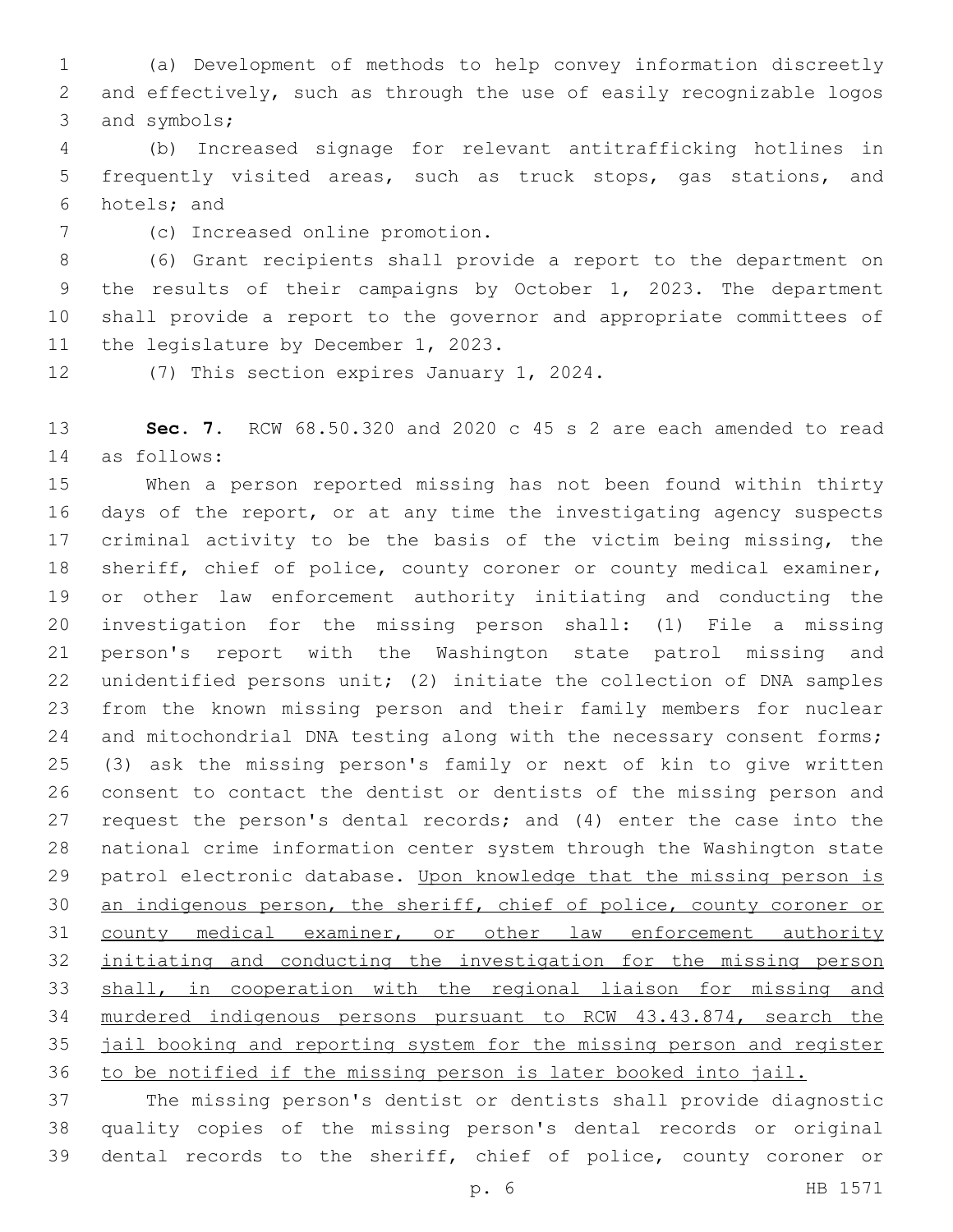(a) Development of methods to help convey information discreetly and effectively, such as through the use of easily recognizable logos and symbols;

(b) Increased signage for relevant antitrafficking hotlines in frequently visited areas, such as truck stops, gas stations, and hotels; and

(c) Increased online promotion.

(6) Grant recipients shall provide a report to the department on the results of their campaigns by October 1, 2023. The department shall provide a report to the governor and appropriate committees of the legislature by December 1, 2023.

(7) This section expires January 1, 2024.

**Sec. 7.** RCW 68.50.320 and 2020 c 45 s 2 are each amended to read as follows:

When a person reported missing has not been found within thirty days of the report, or at any time the investigating agency suspects criminal activity to be the basis of the victim being missing, the sheriff, chief of police, county coroner or county medical examiner, or other law enforcement authority initiating and conducting the investigation for the missing person shall: (1) File a missing person's report with the Washington state patrol missing and unidentified persons unit; (2) initiate the collection of DNA samples from the known missing person and their family members for nuclear and mitochondrial DNA testing along with the necessary consent forms; (3) ask the missing person's family or next of kin to give written consent to contact the dentist or dentists of the missing person and request the person's dental records; and (4) enter the case into the national crime information center system through the Washington state patrol electronic database. <u>Upon knowledge that the missing person is an indigenous person, the sheriff, chief of police, county coroner or county medical examiner, or other law enforcement authority initiating and conducting the investigation for the missing person shall, in cooperation with the regional liaison for missing and murdered indigenous persons pursuant to RCW 43.43.874, search the jail booking and reporting system for the missing person and register to be notified if the missing person is later booked into jail.</u>

The missing person's dentist or dentists shall provide diagnostic quality copies of the missing person's dental records or original dental records to the sheriff, chief of police, county coroner or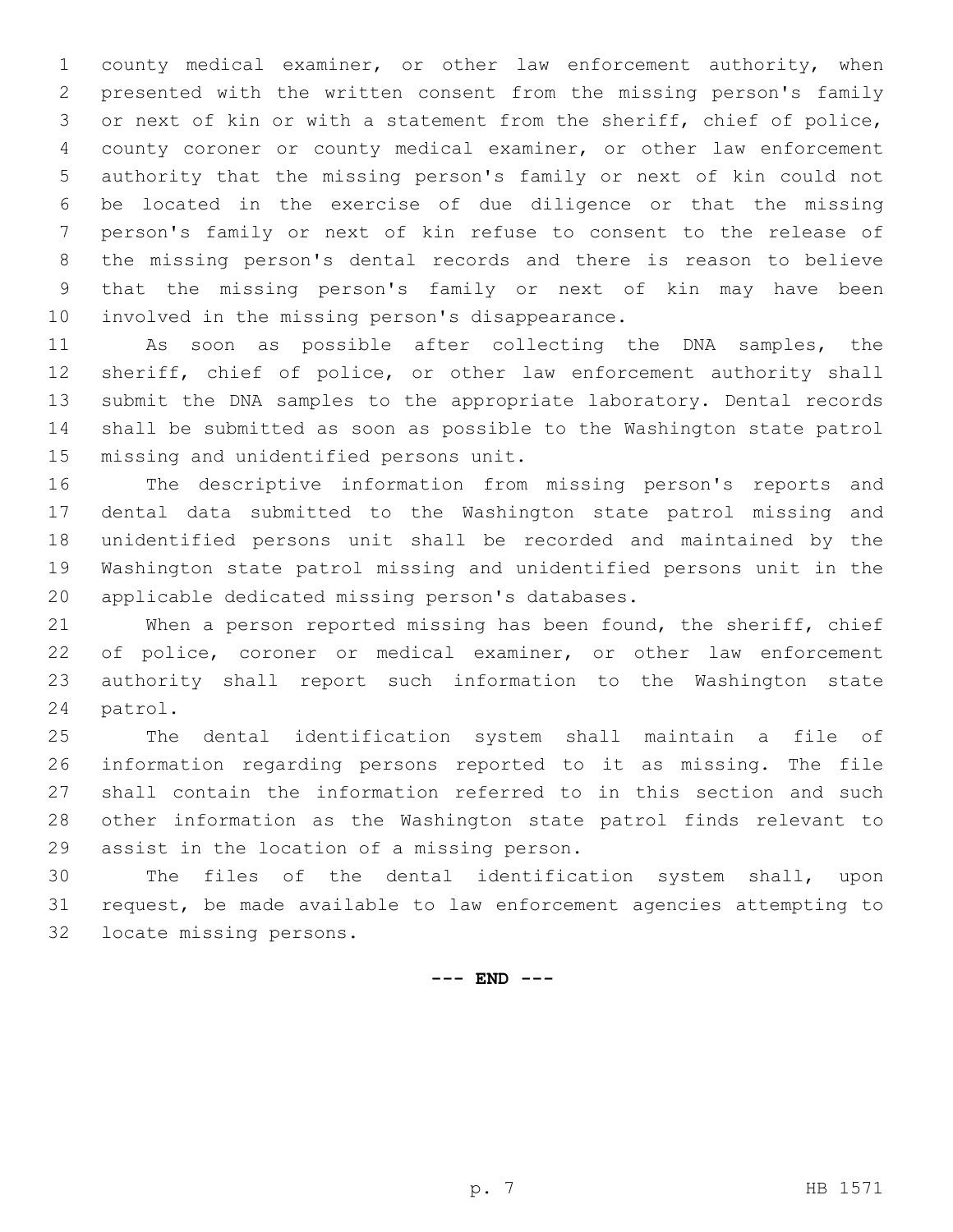county medical examiner, or other law enforcement authority, when presented with the written consent from the missing person's family or next of kin or with a statement from the sheriff, chief of police, county coroner or county medical examiner, or other law enforcement authority that the missing person's family or next of kin could not be located in the exercise of due diligence or that the missing person's family or next of kin refuse to consent to the release of the missing person's dental records and there is reason to believe that the missing person's family or next of kin may have been involved in the missing person's disappearance.

As soon as possible after collecting the DNA samples, the sheriff, chief of police, or other law enforcement authority shall submit the DNA samples to the appropriate laboratory. Dental records shall be submitted as soon as possible to the Washington state patrol missing and unidentified persons unit.

The descriptive information from missing person's reports and dental data submitted to the Washington state patrol missing and unidentified persons unit shall be recorded and maintained by the Washington state patrol missing and unidentified persons unit in the applicable dedicated missing person's databases.

When a person reported missing has been found, the sheriff, chief of police, coroner or medical examiner, or other law enforcement authority shall report such information to the Washington state patrol.

The dental identification system shall maintain a file of information regarding persons reported to it as missing. The file shall contain the information referred to in this section and such other information as the Washington state patrol finds relevant to assist in the location of a missing person.

The files of the dental identification system shall, upon request, be made available to law enforcement agencies attempting to locate missing persons.

**--- END ---**